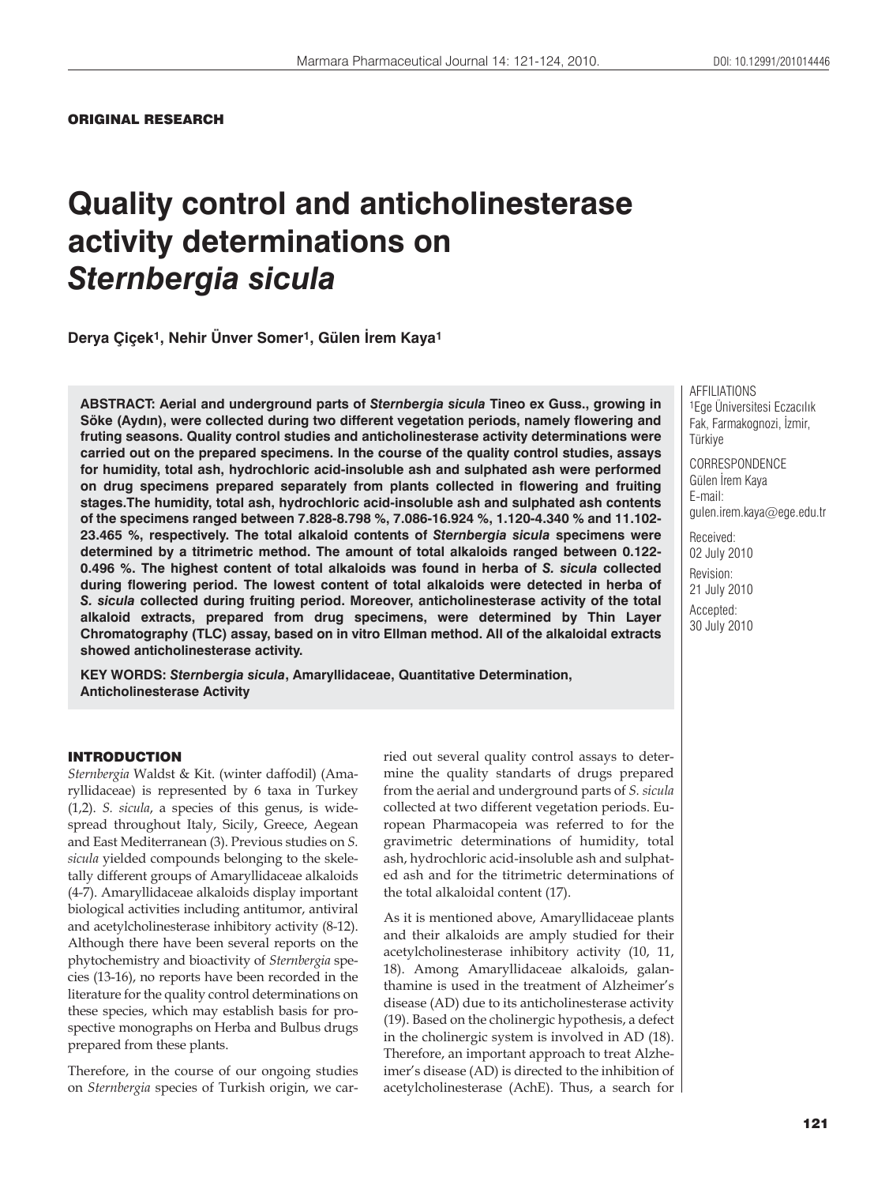**ORIGINAL RESEARCH**

# Quality control and anticholinesterase activity determinations on *Sternbergia sicula*

**Derya Çiçek[1], Nehir Ünver Somer[1], Gülen İrem Kaya[1]**

AFFILIATIONS
[1]Ege Üniversitesi Eczacılık Fak, Farmakognozi, İzmir, Türkiye

CORRESPONDENCE
Gülen İrem Kaya
E-mail:
gulen.irem.kaya@ege.edu.tr

Received:
02 July 2010
Revision:
21 July 2010
Accepted:
30 July 2010

**ABSTRACT: Aerial and underground parts of *Sternbergia sicula* Tineo ex Guss., growing in Söke (Aydın), were collected during two different vegetation periods, namely flowering and fruting seasons. Quality control studies and anticholinesterase activity determinations were carried out on the prepared specimens. In the course of the quality control studies, assays for humidity, total ash, hydrochloric acid-insoluble ash and sulphated ash were performed on drug specimens prepared separately from plants collected in flowering and fruiting stages.The humidity, total ash, hydrochloric acid-insoluble ash and sulphated ash contents of the specimens ranged between 7.828-8.798 %, 7.086-16.924 %, 1.120-4.340 % and 11.102-23.465 %, respectively. The total alkaloid contents of *Sternbergia sicula* specimens were determined by a titrimetric method. The amount of total alkaloids ranged between 0.122-0.496 %. The highest content of total alkaloids was found in herba of *S. sicula* collected during flowering period. The lowest content of total alkaloids were detected in herba of *S. sicula* collected during fruiting period. Moreover, anticholinesterase activity of the total alkaloid extracts, prepared from drug specimens, were determined by Thin Layer Chromatography (TLC) assay, based on in vitro Ellman method. All of the alkaloidal extracts showed anticholinesterase activity.**

**KEY WORDS: *Sternbergia sicula*, Amaryllidaceae, Quantitative Determination, Anticholinesterase Activity**

## INTRODUCTION

*Sternbergia* Waldst & Kit. (winter daffodil) (Amaryllidaceae) is represented by 6 taxa in Turkey (1,2). *S. sicula*, a species of this genus, is widespread throughout Italy, Sicily, Greece, Aegean and East Mediterranean (3). Previous studies on *S. sicula* yielded compounds belonging to the skeletally different groups of Amaryllidaceae alkaloids (4-7). Amaryllidaceae alkaloids display important biological activities including antitumor, antiviral and acetylcholinesterase inhibitory activity (8-12). Although there have been several reports on the phytochemistry and bioactivity of *Sternbergia* species (13-16), no reports have been recorded in the literature for the quality control determinations on these species, which may establish basis for prospective monographs on Herba and Bulbus drugs prepared from these plants.

Therefore, in the course of our ongoing studies on *Sternbergia* species of Turkish origin, we carried out several quality control assays to determine the quality standarts of drugs prepared from the aerial and underground parts of *S. sicula* collected at two different vegetation periods. European Pharmacopeia was referred to for the gravimetric determinations of humidity, total ash, hydrochloric acid-insoluble ash and sulphated ash and for the titrimetric determinations of the total alkaloidal content (17).

As it is mentioned above, Amaryllidaceae plants and their alkaloids are amply studied for their acetylcholinesterase inhibitory activity (10, 11, 18). Among Amaryllidaceae alkaloids, galanthamine is used in the treatment of Alzheimer's disease (AD) due to its anticholinesterase activity (19). Based on the cholinergic hypothesis, a defect in the cholinergic system is involved in AD (18). Therefore, an important approach to treat Alzheimer's disease (AD) is directed to the inhibition of acetylcholinesterase (AchE). Thus, a search for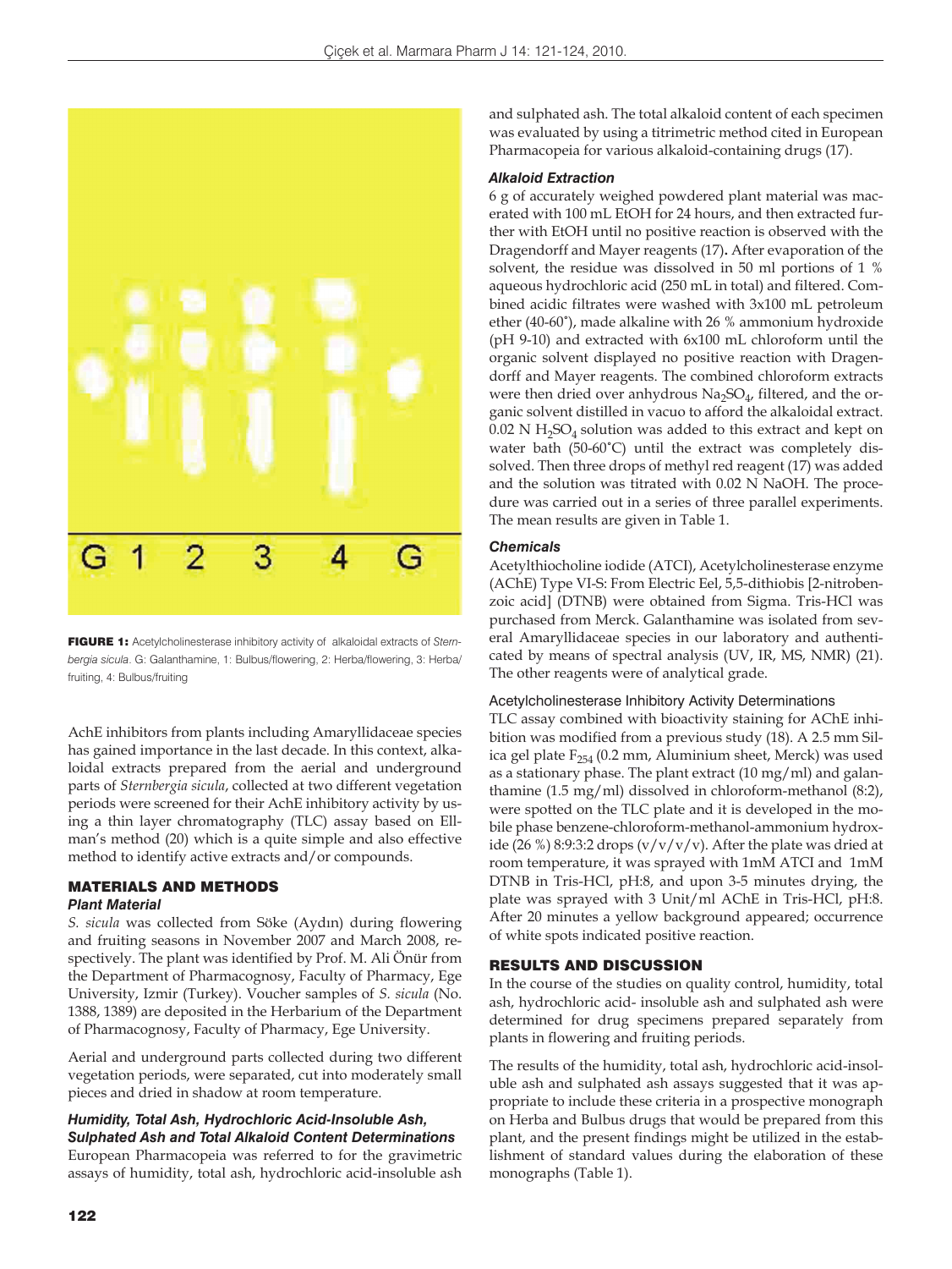**FIGURE 1:** Acetylcholinesterase inhibitory activity of alkaloidal extracts of *Sternbergia sicula*. G: Galanthamine, 1: Bulbus/flowering, 2: Herba/flowering, 3: Herba/fruiting, 4: Bulbus/fruiting

AchE inhibitors from plants including Amaryllidaceae species has gained importance in the last decade. In this context, alkaloidal extracts prepared from the aerial and underground parts of *Sternbergia sicula*, collected at two different vegetation periods were screened for their AchE inhibitory activity by using a thin layer chromatography (TLC) assay based on Ellman's method (20) which is a quite simple and also effective method to identify active extracts and/or compounds.

## MATERIALS AND METHODS

### Plant Material

*S. sicula* was collected from Söke (Aydın) during flowering and fruiting seasons in November 2007 and March 2008, respectively. The plant was identified by Prof. M. Ali Önür from the Department of Pharmacognosy, Faculty of Pharmacy, Ege University, Izmir (Turkey). Voucher samples of *S. sicula* (No. 1388, 1389) are deposited in the Herbarium of the Department of Pharmacognosy, Faculty of Pharmacy, Ege University.

Aerial and underground parts collected during two different vegetation periods, were separated, cut into moderately small pieces and dried in shadow at room temperature.

### Humidity, Total Ash, Hydrochloric Acid-Insoluble Ash, Sulphated Ash and Total Alkaloid Content Determinations

European Pharmacopeia was referred to for the gravimetric assays of humidity, total ash, hydrochloric acid-insoluble ash and sulphated ash. The total alkaloid content of each specimen was evaluated by using a titrimetric method cited in European Pharmacopeia for various alkaloid-containing drugs (17).

### Alkaloid Extraction

6 g of accurately weighed powdered plant material was macerated with 100 mL EtOH for 24 hours, and then extracted further with EtOH until no positive reaction is observed with the Dragendorff and Mayer reagents (17)**.** After evaporation of the solvent, the residue was dissolved in 50 ml portions of 1 % aqueous hydrochloric acid (250 mL in total) and filtered. Combined acidic filtrates were washed with 3x100 mL petroleum ether (40-60˚), made alkaline with 26 % ammonium hydroxide (pH 9-10) and extracted with 6x100 mL chloroform until the organic solvent displayed no positive reaction with Dragendorff and Mayer reagents. The combined chloroform extracts were then dried over anhydrous $Na_2SO_4$, filtered, and the organic solvent distilled in vacuo to afford the alkaloidal extract. 0.02 N $H_2SO_4$ solution was added to this extract and kept on water bath (50-60˚C) until the extract was completely dissolved. Then three drops of methyl red reagent (17) was added and the solution was titrated with 0.02 N NaOH. The procedure was carried out in a series of three parallel experiments. The mean results are given in Table 1.

### Chemicals

Acetylthiocholine iodide (ATCI), Acetylcholinesterase enzyme (AChE) Type VI-S: From Electric Eel, 5,5-dithiobis [2-nitrobenzoic acid] (DTNB) were obtained from Sigma. Tris-HCl was purchased from Merck. Galanthamine was isolated from several Amaryllidaceae species in our laboratory and authenticated by means of spectral analysis (UV, IR, MS, NMR) (21). The other reagents were of analytical grade.

#### Acetylcholinesterase Inhibitory Activity Determinations

TLC assay combined with bioactivity staining for AChE inhibition was modified from a previous study (18). A 2.5 mm Silica gel plate $F_{254}$ (0.2 mm, Aluminium sheet, Merck) was used as a stationary phase. The plant extract (10 mg/ml) and galanthamine (1.5 mg/ml) dissolved in chloroform-methanol (8:2), were spotted on the TLC plate and it is developed in the mobile phase benzene-chloroform-methanol-ammonium hydroxide (26 %) 8:9:3:2 drops (v/v/v/v). After the plate was dried at room temperature, it was sprayed with 1mM ATCI and 1mM DTNB in Tris-HCl, pH:8, and upon 3-5 minutes drying, the plate was sprayed with 3 Unit/ml AChE in Tris-HCl, pH:8. After 20 minutes a yellow background appeared; occurrence of white spots indicated positive reaction.

## RESULTS AND DISCUSSION

In the course of the studies on quality control, humidity, total ash, hydrochloric acid- insoluble ash and sulphated ash were determined for drug specimens prepared separately from plants in flowering and fruiting periods.

The results of the humidity, total ash, hydrochloric acid-insoluble ash and sulphated ash assays suggested that it was appropriate to include these criteria in a prospective monograph on Herba and Bulbus drugs that would be prepared from this plant, and the present findings might be utilized in the establishment of standard values during the elaboration of these monographs (Table 1).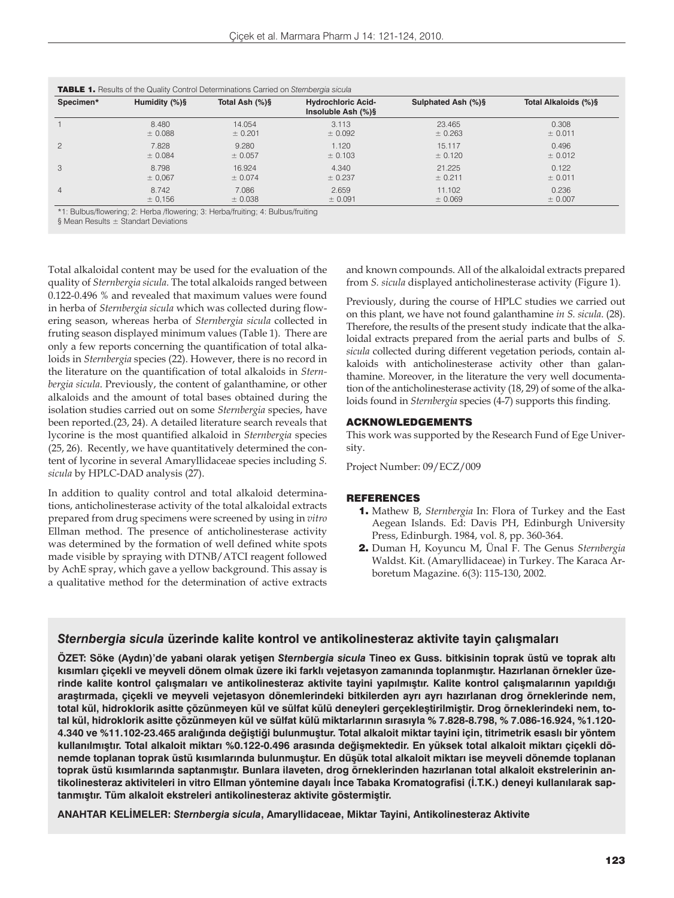**TABLE 1.** Results of the Quality Control Determinations Carried on *Sternbergia sicula*

| Specimen* | Humidity (%)§ | Total Ash (%)§ | Hydrochloric Acid-Insoluble Ash (%)§ | Sulphated Ash (%)§ | Total Alkaloids (%)§ |
|---|---|---|---|---|---|
| 1 | 8.480 ± 0.088 | 14.054 ± 0.201 | 3.113 ± 0.092 | 23.465 ± 0.263 | 0.308 ± 0.011 |
| 2 | 7.828 ± 0.084 | 9.280 ± 0.057 | 1.120 ± 0.103 | 15.117 ± 0.120 | 0.496 ± 0.012 |
| 3 | 8.798 ± 0,067 | 16.924 ± 0.074 | 4.340 ± 0.237 | 21.225 ± 0.211 | 0.122 ± 0.011 |
| 4 | 8.742 ± 0,156 | 7.086 ± 0.038 | 2.659 ± 0.091 | 11.102 ± 0.069 | 0.236 ± 0.007 |

*1: Bulbus/flowering; 2: Herba /flowering; 3: Herba/fruiting; 4: Bulbus/fruiting
§ Mean Results ± Standart Deviations

Total alkaloidal content may be used for the evaluation of the quality of *Sternbergia sicula*. The total alkaloids ranged between 0.122-0.496 % and revealed that maximum values were found in herba of *Sternbergia sicula* which was collected during flowering season, whereas herba of *Sternbergia sicula* collected in fruting season displayed minimum values (Table 1). There are only a few reports concerning the quantification of total alkaloids in *Sternbergia* species (22). However, there is no record in the literature on the quantification of total alkaloids in *Sternbergia sicula*. Previously, the content of galanthamine, or other alkaloids and the amount of total bases obtained during the isolation studies carried out on some *Sternbergia* species, have been reported.(23, 24). A detailed literature search reveals that lycorine is the most quantified alkaloid in *Sternbergia* species (25, 26). Recently, we have quantitatively determined the content of lycorine in several Amaryllidaceae species including *S. sicula* by HPLC-DAD analysis (27).

In addition to quality control and total alkaloid determinations, anticholinesterase activity of the total alkaloidal extracts prepared from drug specimens were screened by using in *vitro* Ellman method. The presence of anticholinesterase activity was determined by the formation of well defined white spots made visible by spraying with DTNB/ATCI reagent followed by AchE spray, which gave a yellow background. This assay is a qualitative method for the determination of active extracts and known compounds. All of the alkaloidal extracts prepared from *S. sicula* displayed anticholinesterase activity (Figure 1).

Previously, during the course of HPLC studies we carried out on this plant, we have not found galanthamine *in S. sicula*. (28). Therefore, the results of the present study indicate that the alkaloidal extracts prepared from the aerial parts and bulbs of *S. sicula* collected during different vegetation periods, contain alkaloids with anticholinesterase activity other than galanthamine. Moreover, in the literature the very well documentation of the anticholinesterase activity (18, 29) of some of the alkaloids found in *Sternbergia* species (4-7) supports this finding.

## ACKNOWLEDGEMENTS

This work was supported by the Research Fund of Ege University.

Project Number: 09/ECZ/009

## REFERENCES

1. Mathew B, *Sternbergia* In: Flora of Turkey and the East Aegean Islands. Ed: Davis PH, Edinburgh University Press, Edinburgh. 1984, vol. 8, pp. 360-364.
2. Duman H, Koyuncu M, Ünal F. The Genus *Sternbergia* Waldst. Kit. (Amaryllidaceae) in Turkey. The Karaca Arboretum Magazine. 6(3): 115-130, 2002.

## *Sternbergia sicula* üzerinde kalite kontrol ve antikolinesteraz aktivite tayin çalışmaları

**ÖZET: Söke (Aydın)'de yabani olarak yetişen *Sternbergia sicula* Tineo ex Guss. bitkisinin toprak üstü ve toprak altı kısımları çiçekli ve meyveli dönem olmak üzere iki farklı vejetasyon zamanında toplanmıştır. Hazırlanan örnekler üzerinde kalite kontrol çalışmaları ve antikolinesteraz aktivite tayini yapılmıştır. Kalite kontrol çalışmalarının yapıldığı araştırmada, çiçekli ve meyveli vejetasyon dönemlerindeki bitkilerden ayrı ayrı hazırlanan drog örneklerinde nem, total kül, hidroklorik asitte çözünmeyen kül ve sülfat külü deneyleri gerçekleştirilmiştir. Drog örneklerindeki nem, total kül, hidroklorik asitte çözünmeyen kül ve sülfat külü miktarlarının sırasıyla % 7.828-8.798, % 7.086-16.924, %1.120-4.340 ve %11.102-23.465 aralığında değiştiği bulunmuştur. Total alkaloit miktar tayini için, titrimetrik esaslı bir yöntem kullanılmıştır. Total alkaloit miktarı %0.122-0.496 arasında değişmektedir. En yüksek total alkaloit miktarı çiçekli dönemde toplanan toprak üstü kısımlarında bulunmuştur. En düşük total alkaloit miktarı ise meyveli dönemde toplanan toprak üstü kısımlarında saptanmıştır. Bunlara ilaveten, drog örneklerinden hazırlanan total alkaloit ekstrelerinin antikolinesteraz aktiviteleri in vitro Ellman yöntemine dayalı İnce Tabaka Kromatografisi (İ.T.K.) deneyi kullanılarak saptanmıştır. Tüm alkaloit ekstreleri antikolinesteraz aktivite göstermiştir.**

**ANAHTAR KELİMELER: *Sternbergia sicula*, Amaryllidaceae, Miktar Tayini, Antikolinesteraz Aktivite**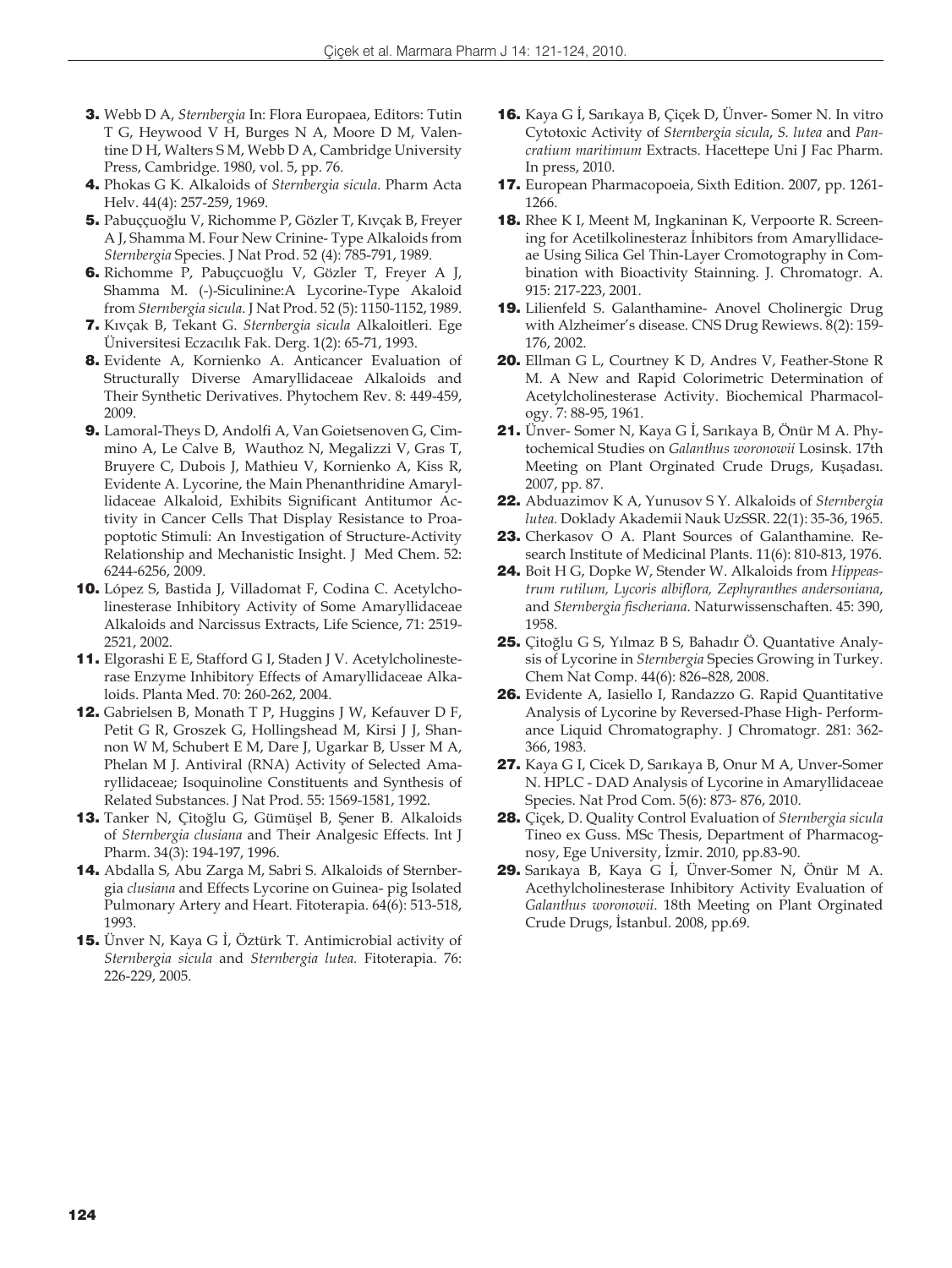3. Webb D A, *Sternbergia* In: Flora Europaea, Editors: Tutin T G, Heywood V H, Burges N A, Moore D M, Valentine D H, Walters S M, Webb D A, Cambridge University Press, Cambridge. 1980, vol. 5, pp. 76.
4. Phokas G K. Alkaloids of *Sternbergia sicula*. Pharm Acta Helv. 44(4): 257-259, 1969.
5. Pabuçcuoğlu V, Richomme P, Gözler T, Kıvçak B, Freyer A J, Shamma M. Four New Crinine- Type Alkaloids from *Sternbergia* Species. J Nat Prod. 52 (4): 785-791, 1989.
6. Richomme P, Pabuçcuoğlu V, Gözler T, Freyer A J, Shamma M. (-)-Siculinine:A Lycorine-Type Akaloid from *Sternbergia sicula*. J Nat Prod. 52 (5): 1150-1152, 1989.
7. Kıvçak B, Tekant G. *Sternbergia sicula* Alkaloitleri. Ege Üniversitesi Eczacılık Fak. Derg. 1(2): 65-71, 1993.
8. Evidente A, Kornienko A. Anticancer Evaluation of Structurally Diverse Amaryllidaceae Alkaloids and Their Synthetic Derivatives. Phytochem Rev. 8: 449-459, 2009.
9. Lamoral-Theys D, Andolfi A, Van Goietsenoven G, Cimmino A, Le Calve B, Wauthoz N, Megalizzi V, Gras T, Bruyere C, Dubois J, Mathieu V, Kornienko A, Kiss R, Evidente A. Lycorine, the Main Phenanthridine Amaryllidaceae Alkaloid, Exhibits Significant Antitumor Activity in Cancer Cells That Display Resistance to Proapoptotic Stimuli: An Investigation of Structure-Activity Relationship and Mechanistic Insight. J Med Chem. 52: 6244-6256, 2009.
10. López S, Bastida J, Villadomat F, Codina C. Acetylcholinesterase Inhibitory Activity of Some Amaryllidaceae Alkaloids and Narcissus Extracts, Life Science, 71: 2519-2521, 2002.
11. Elgorashi E E, Stafford G I, Staden J V. Acetylcholinesterase Enzyme Inhibitory Effects of Amaryllidaceae Alkaloids. Planta Med. 70: 260-262, 2004.
12. Gabrielsen B, Monath T P, Huggins J W, Kefauver D F, Petit G R, Groszek G, Hollingshead M, Kirsi J J, Shannon W M, Schubert E M, Dare J, Ugarkar B, Usser M A, Phelan M J. Antiviral (RNA) Activity of Selected Amaryllidaceae; Isoquinoline Constituents and Synthesis of Related Substances. J Nat Prod. 55: 1569-1581, 1992.
13. Tanker N, Çitoğlu G, Gümüşel B, Şener B. Alkaloids of *Sternbergia clusiana* and Their Analgesic Effects. Int J Pharm. 34(3): 194-197, 1996.
14. Abdalla S, Abu Zarga M, Sabri S. Alkaloids of Sternbergia *clusiana* and Effects Lycorine on Guinea- pig Isolated Pulmonary Artery and Heart. Fitoterapia. 64(6): 513-518, 1993.
15. Ünver N, Kaya G İ, Öztürk T. Antimicrobial activity of *Sternbergia sicula* and *Sternbergia lutea.* Fitoterapia. 76: 226-229, 2005.
16. Kaya G İ, Sarıkaya B, Çiçek D, Ünver- Somer N. In vitro Cytotoxic Activity of *Sternbergia sicula*, *S. lutea* and *Pancratium maritimum* Extracts. Hacettepe Uni J Fac Pharm. In press, 2010.
17. European Pharmacopoeia, Sixth Edition. 2007, pp. 1261-1266.
18. Rhee K I, Meent M, Ingkaninan K, Verpoorte R. Screening for Acetilkolinesteraz İnhibitors from Amaryllidaceae Using Silica Gel Thin-Layer Cromotography in Combination with Bioactivity Stainning. J. Chromatogr. A. 915: 217-223, 2001.
19. Lilienfeld S. Galanthamine- Anovel Cholinergic Drug with Alzheimer's disease. CNS Drug Rewiews. 8(2): 159-176, 2002.
20. Ellman G L, Courtney K D, Andres V, Feather-Stone R M. A New and Rapid Colorimetric Determination of Acetylcholinesterase Activity. Biochemical Pharmacology. 7: 88-95, 1961.
21. Ünver- Somer N, Kaya G İ, Sarıkaya B, Önür M A. Phytochemical Studies on *Galanthus woronowii* Losinsk. 17th Meeting on Plant Orginated Crude Drugs, Kuşadası. 2007, pp. 87.
22. Abduazimov K A, Yunusov S Y. Alkaloids of *Sternbergia lutea.* Doklady Akademii Nauk UzSSR. 22(1): 35-36, 1965.
23. Cherkasov O A. Plant Sources of Galanthamine. Research Institute of Medicinal Plants. 11(6): 810-813, 1976.
24. Boit H G, Dopke W, Stender W. Alkaloids from *Hippeastrum rutilum, Lycoris albiflora, Zephyranthes andersoniana*, and *Sternbergia fischeriana*. Naturwissenschaften. 45: 390, 1958.
25. Çitoğlu G S, Yılmaz B S, Bahadır Ö. Quantative Analysis of Lycorine in *Sternbergia* Species Growing in Turkey. Chem Nat Comp. 44(6): 826–828, 2008.
26. Evidente A, Iasiello I, Randazzo G. Rapid Quantitative Analysis of Lycorine by Reversed-Phase High- Performance Liquid Chromatography. J Chromatogr. 281: 362-366, 1983.
27. Kaya G I, Cicek D, Sarıkaya B, Onur M A, Unver-Somer N. HPLC - DAD Analysis of Lycorine in Amaryllidaceae Species. Nat Prod Com. 5(6): 873- 876, 2010.
28. Çiçek, D. Quality Control Evaluation of *Sternbergia sicula* Tineo ex Guss. MSc Thesis, Department of Pharmacognosy, Ege University, İzmir. 2010, pp.83-90.
29. Sarıkaya B, Kaya G İ, Ünver-Somer N, Önür M A. Acethylcholinesterase Inhibitory Activity Evaluation of *Galanthus woronowii.* 18th Meeting on Plant Orginated Crude Drugs, İstanbul. 2008, pp.69.